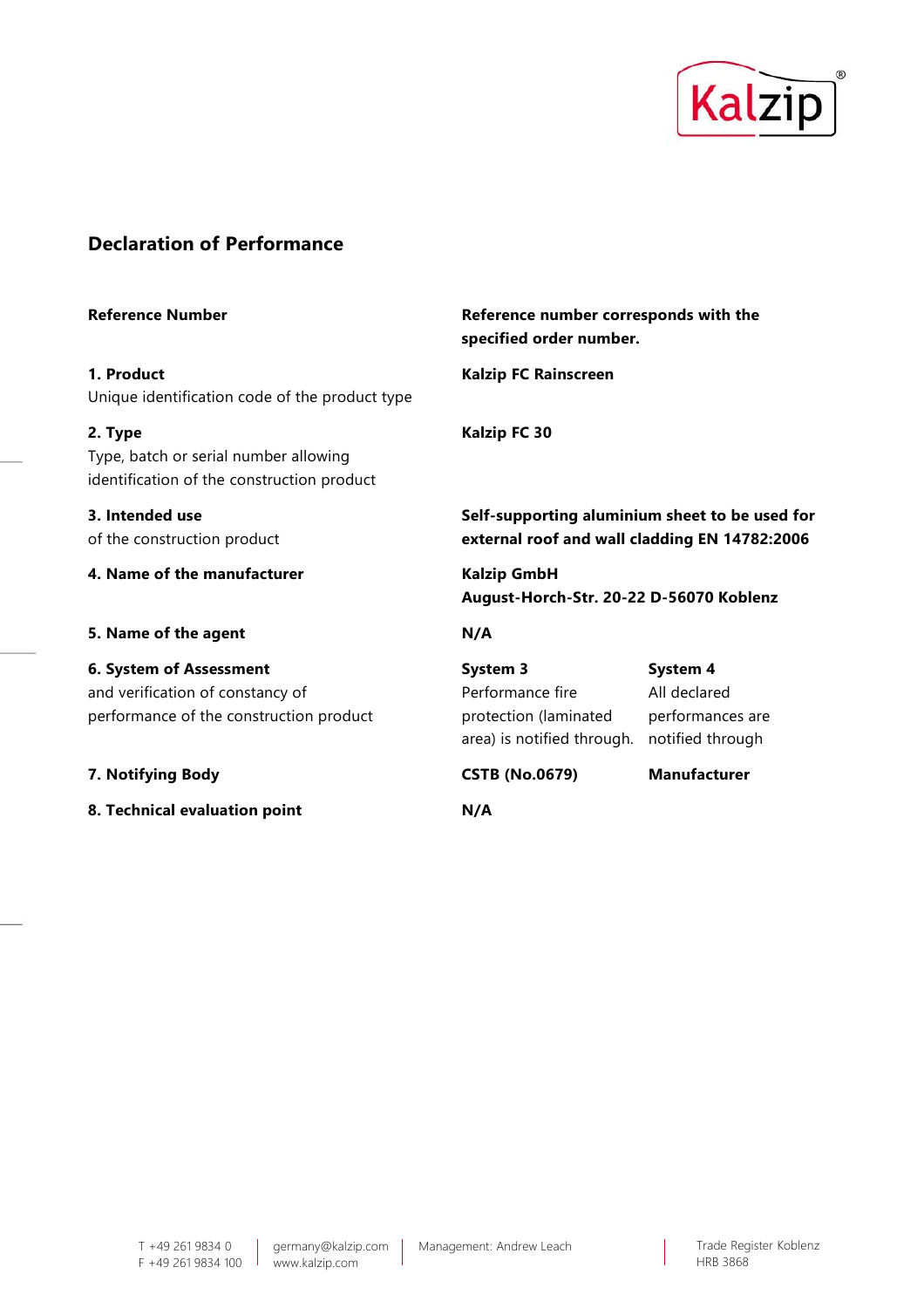## Declaration of Performance

| | | |
|---|---|---|
| **Reference Number** | **Reference number corresponds with the specified order number.** | |
| **1. Product**<br>Unique identification code of the product type | **Kalzip FC Rainscreen** | |
| **2. Type**<br>Type, batch or serial number allowing identification of the construction product | **Kalzip FC 30** | |
| **3. Intended use**<br>of the construction product | **Self-supporting aluminium sheet to be used for external roof and wall cladding EN 14782:2006** | |
| **4. Name of the manufacturer** | **Kalzip GmbH**<br>**August-Horch-Str. 20-22 D-56070 Koblenz** | |
| **5. Name of the agent** | **N/A** | |
| **6. System of Assessment**<br>and verification of constancy of performance of the construction product | **System 3**<br>Performance fire protection (laminated area) is notified through. | **System 4**<br>All declared performances are notified through |
| **7. Notifying Body** | **CSTB (No.0679)** | **Manufacturer** |
| **8. Technical evaluation point** | **N/A** | |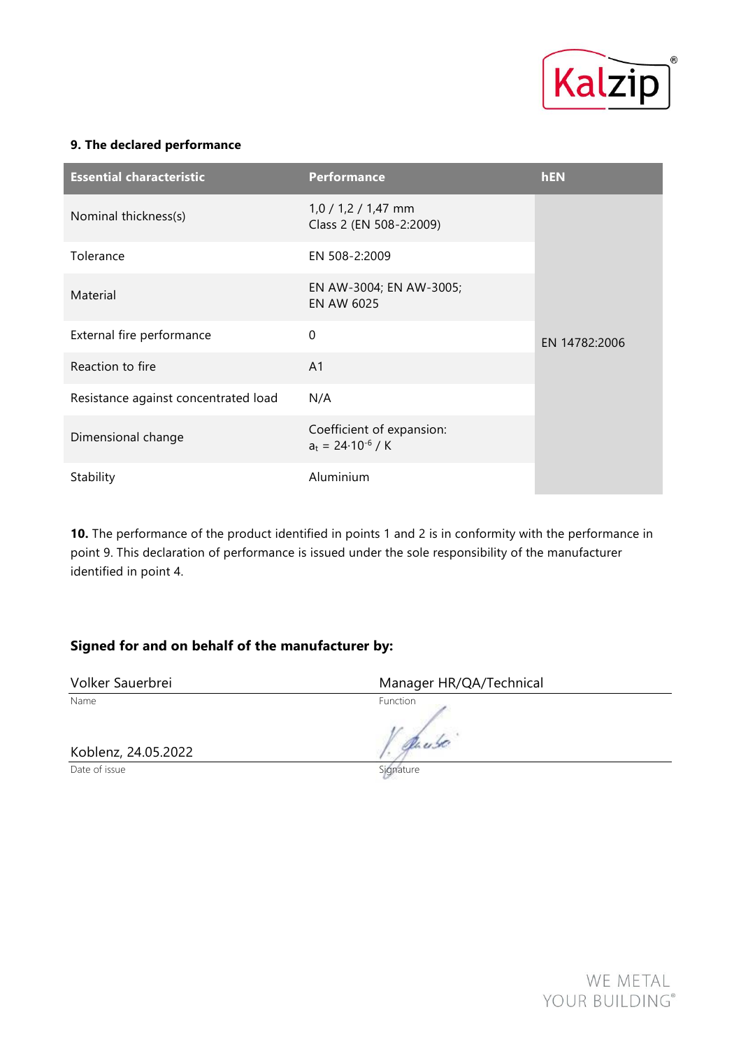### 9. The declared performance

| Essential characteristic | Performance | hEN |
|---|---|---|
| Nominal thickness(s) | 1,0 / 1,2 / 1,47 mm<br>Class 2 (EN 508-2:2009) | EN 14782:2006 |
| Tolerance | EN 508-2:2009 | |
| Material | EN AW-3004; EN AW-3005;<br>EN AW 6025 | |
| External fire performance | 0 | |
| Reaction to fire | A1 | |
| Resistance against concentrated load | N/A | |
| Dimensional change | Coefficient of expansion:<br>$a_t = 24 \cdot 10^{-6}$ / K | |
| Stability | Aluminium | |

**10.** The performance of the product identified in points 1 and 2 is in conformity with the performance in point 9. This declaration of performance is issued under the sole responsibility of the manufacturer identified in point 4.

### Signed for and on behalf of the manufacturer by:

| | |
|---|---|
| Volker Sauerbrei | Manager HR/QA/Technical |
| Name | Function |
| Koblenz, 24.05.2022 | |
| Date of issue | Signature |

WE METAL
YOUR BUILDING®